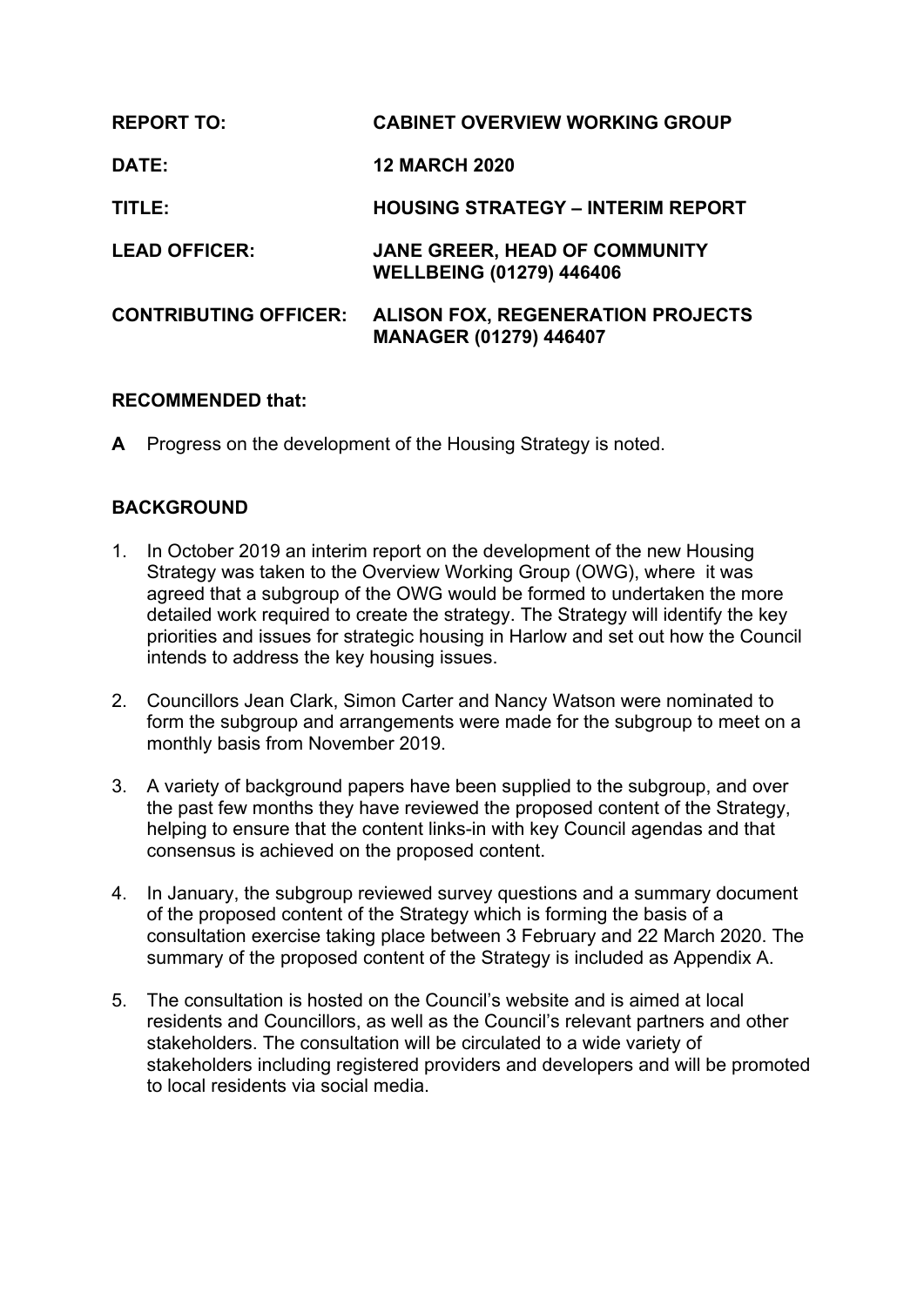| | |
|---|---|
| **REPORT TO:** | **CABINET OVERVIEW WORKING GROUP** |
| **DATE:** | **12 MARCH 2020** |
| **TITLE:** | **HOUSING STRATEGY – INTERIM REPORT** |
| **LEAD OFFICER:** | **JANE GREER, HEAD OF COMMUNITY WELLBEING (01279) 446406** |
| **CONTRIBUTING OFFICER:** | **ALISON FOX, REGENERATION PROJECTS MANAGER (01279) 446407** |

**RECOMMENDED that:**

**A** Progress on the development of the Housing Strategy is noted.

## BACKGROUND

1. In October 2019 an interim report on the development of the new Housing Strategy was taken to the Overview Working Group (OWG), where it was agreed that a subgroup of the OWG would be formed to undertaken the more detailed work required to create the strategy. The Strategy will identify the key priorities and issues for strategic housing in Harlow and set out how the Council intends to address the key housing issues.

2. Councillors Jean Clark, Simon Carter and Nancy Watson were nominated to form the subgroup and arrangements were made for the subgroup to meet on a monthly basis from November 2019.

3. A variety of background papers have been supplied to the subgroup, and over the past few months they have reviewed the proposed content of the Strategy, helping to ensure that the content links-in with key Council agendas and that consensus is achieved on the proposed content.

4. In January, the subgroup reviewed survey questions and a summary document of the proposed content of the Strategy which is forming the basis of a consultation exercise taking place between 3 February and 22 March 2020. The summary of the proposed content of the Strategy is included as Appendix A.

5. The consultation is hosted on the Council's website and is aimed at local residents and Councillors, as well as the Council's relevant partners and other stakeholders. The consultation will be circulated to a wide variety of stakeholders including registered providers and developers and will be promoted to local residents via social media.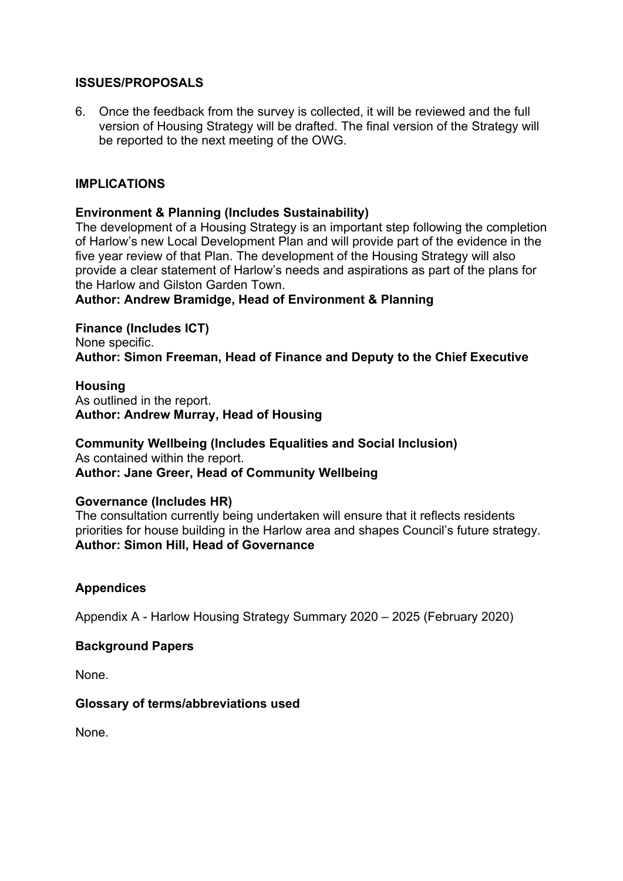## ISSUES/PROPOSALS

6. Once the feedback from the survey is collected, it will be reviewed and the full version of Housing Strategy will be drafted. The final version of the Strategy will be reported to the next meeting of the OWG.

## IMPLICATIONS

**Environment & Planning (Includes Sustainability)**
The development of a Housing Strategy is an important step following the completion of Harlow's new Local Development Plan and will provide part of the evidence in the five year review of that Plan. The development of the Housing Strategy will also provide a clear statement of Harlow's needs and aspirations as part of the plans for the Harlow and Gilston Garden Town.
**Author: Andrew Bramidge, Head of Environment & Planning**

**Finance (Includes ICT)**
None specific.
**Author: Simon Freeman, Head of Finance and Deputy to the Chief Executive**

**Housing**
As outlined in the report.
**Author: Andrew Murray, Head of Housing**

**Community Wellbeing (Includes Equalities and Social Inclusion)**
As contained within the report.
**Author: Jane Greer, Head of Community Wellbeing**

**Governance (Includes HR)**
The consultation currently being undertaken will ensure that it reflects residents priorities for house building in the Harlow area and shapes Council's future strategy.
**Author: Simon Hill, Head of Governance**

### Appendices

Appendix A - Harlow Housing Strategy Summary 2020 – 2025 (February 2020)

### Background Papers

None.

### Glossary of terms/abbreviations used

None.